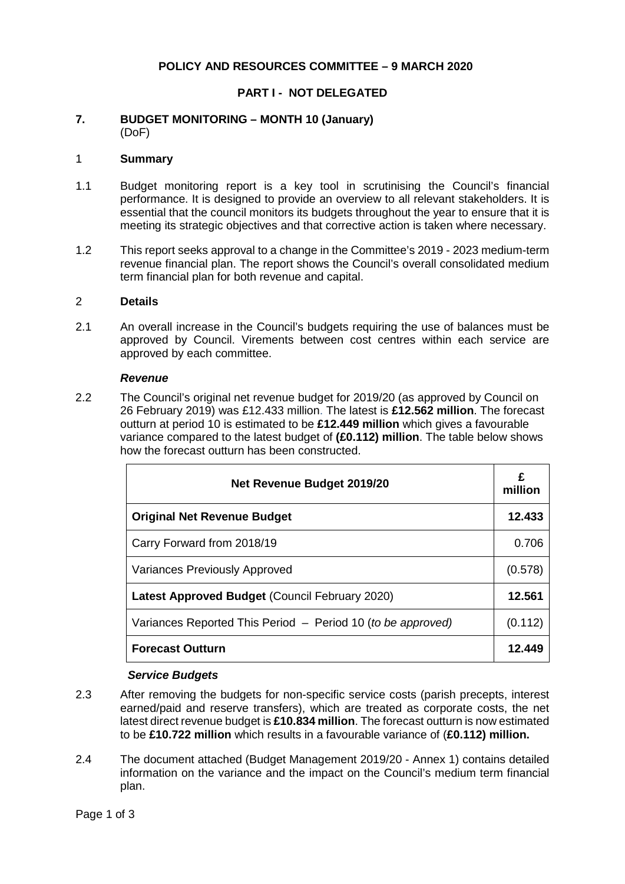**POLICY AND RESOURCES COMMITTEE – 9 MARCH 2020**

**PART I - NOT DELEGATED**

**7. BUDGET MONITORING – MONTH 10 (January)**
(DoF)

1 **Summary**

1.1 Budget monitoring report is a key tool in scrutinising the Council's financial performance. It is designed to provide an overview to all relevant stakeholders. It is essential that the council monitors its budgets throughout the year to ensure that it is meeting its strategic objectives and that corrective action is taken where necessary.

1.2 This report seeks approval to a change in the Committee's 2019 - 2023 medium-term revenue financial plan. The report shows the Council's overall consolidated medium term financial plan for both revenue and capital.

2 **Details**

2.1 An overall increase in the Council's budgets requiring the use of balances must be approved by Council. Virements between cost centres within each service are approved by each committee.

***Revenue***

2.2 The Council's original net revenue budget for 2019/20 (as approved by Council on 26 February 2019) was £12.433 million. The latest is **£12.562 million**. The forecast outturn at period 10 is estimated to be **£12.449 million** which gives a favourable variance compared to the latest budget of **(£0.112) million**. The table below shows how the forecast outturn has been constructed.

| **Net Revenue Budget 2019/20** | **£ million** |
|---|---|
| **Original Net Revenue Budget** | **12.433** |
| Carry Forward from 2018/19 | 0.706 |
| Variances Previously Approved | (0.578) |
| **Latest Approved Budget** (Council February 2020) | **12.561** |
| Variances Reported This Period – Period 10 (*to be approved*) | (0.112) |
| **Forecast Outturn** | **12.449** |

***Service Budgets***

2.3 After removing the budgets for non-specific service costs (parish precepts, interest earned/paid and reserve transfers), which are treated as corporate costs, the net latest direct revenue budget is **£10.834 million**. The forecast outturn is now estimated to be **£10.722 million** which results in a favourable variance of (**£0.112) million.**

2.4 The document attached (Budget Management 2019/20 - Annex 1) contains detailed information on the variance and the impact on the Council's medium term financial plan.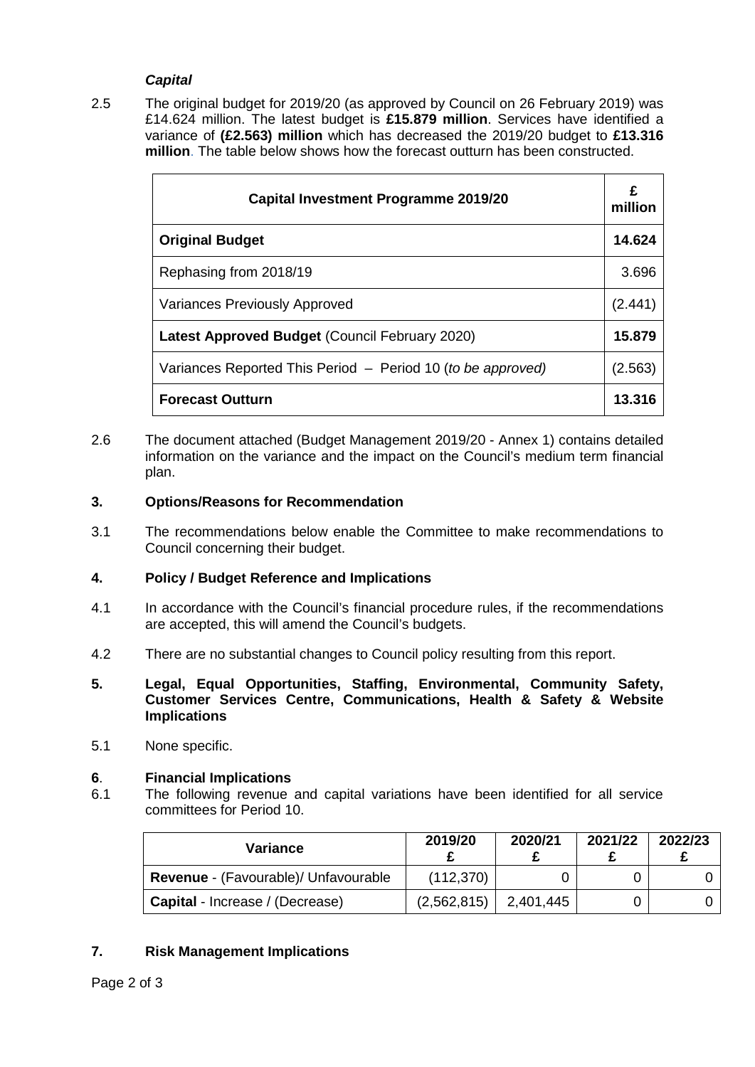### *Capital*

2.5 The original budget for 2019/20 (as approved by Council on 26 February 2019) was £14.624 million. The latest budget is **£15.879 million**. Services have identified a variance of **(£2.563) million** which has decreased the 2019/20 budget to **£13.316 million**. The table below shows how the forecast outturn has been constructed.

| **Capital Investment Programme 2019/20** | **£ million** |
|---|---|
| **Original Budget** | **14.624** |
| Rephasing from 2018/19 | 3.696 |
| Variances Previously Approved | (2.441) |
| **Latest Approved Budget** (Council February 2020) | **15.879** |
| Variances Reported This Period – Period 10 (*to be approved*) | (2.563) |
| **Forecast Outturn** | **13.316** |

2.6 The document attached (Budget Management 2019/20 - Annex 1) contains detailed information on the variance and the impact on the Council's medium term financial plan.

## 3. Options/Reasons for Recommendation

3.1 The recommendations below enable the Committee to make recommendations to Council concerning their budget.

## 4. Policy / Budget Reference and Implications

4.1 In accordance with the Council's financial procedure rules, if the recommendations are accepted, this will amend the Council's budgets.

4.2 There are no substantial changes to Council policy resulting from this report.

## 5. Legal, Equal Opportunities, Staffing, Environmental, Community Safety, Customer Services Centre, Communications, Health & Safety & Website Implications

5.1 None specific.

## 6. Financial Implications

6.1 The following revenue and capital variations have been identified for all service committees for Period 10.

| **Variance** | **2019/20 £** | **2020/21 £** | **2021/22 £** | **2022/23 £** |
|---|---|---|---|---|
| **Revenue** - (Favourable)/ Unfavourable | (112,370) | 0 | 0 | 0 |
| **Capital** - Increase / (Decrease) | (2,562,815) | 2,401,445 | 0 | 0 |

## 7. Risk Management Implications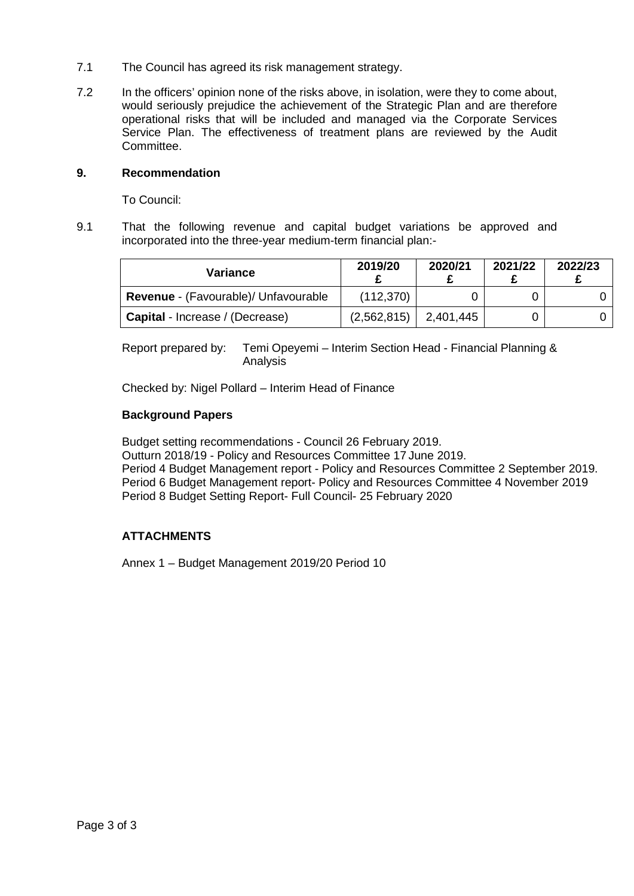7.1 The Council has agreed its risk management strategy.

7.2 In the officers' opinion none of the risks above, in isolation, were they to come about, would seriously prejudice the achievement of the Strategic Plan and are therefore operational risks that will be included and managed via the Corporate Services Service Plan. The effectiveness of treatment plans are reviewed by the Audit Committee.

## 9. Recommendation

To Council:

9.1 That the following revenue and capital budget variations be approved and incorporated into the three-year medium-term financial plan:-

| Variance | 2019/20 £ | 2020/21 £ | 2021/22 £ | 2022/23 £ |
|---|---|---|---|---|
| **Revenue** - (Favourable)/ Unfavourable | (112,370) | 0 | 0 | 0 |
| **Capital** - Increase / (Decrease) | (2,562,815) | 2,401,445 | 0 | 0 |

Report prepared by: Temi Opeyemi – Interim Section Head - Financial Planning & Analysis

Checked by: Nigel Pollard – Interim Head of Finance

**Background Papers**

Budget setting recommendations - Council 26 February 2019.
Outturn 2018/19 - Policy and Resources Committee 17 June 2019.
Period 4 Budget Management report - Policy and Resources Committee 2 September 2019.
Period 6 Budget Management report- Policy and Resources Committee 4 November 2019
Period 8 Budget Setting Report- Full Council- 25 February 2020

**ATTACHMENTS**

Annex 1 – Budget Management 2019/20 Period 10